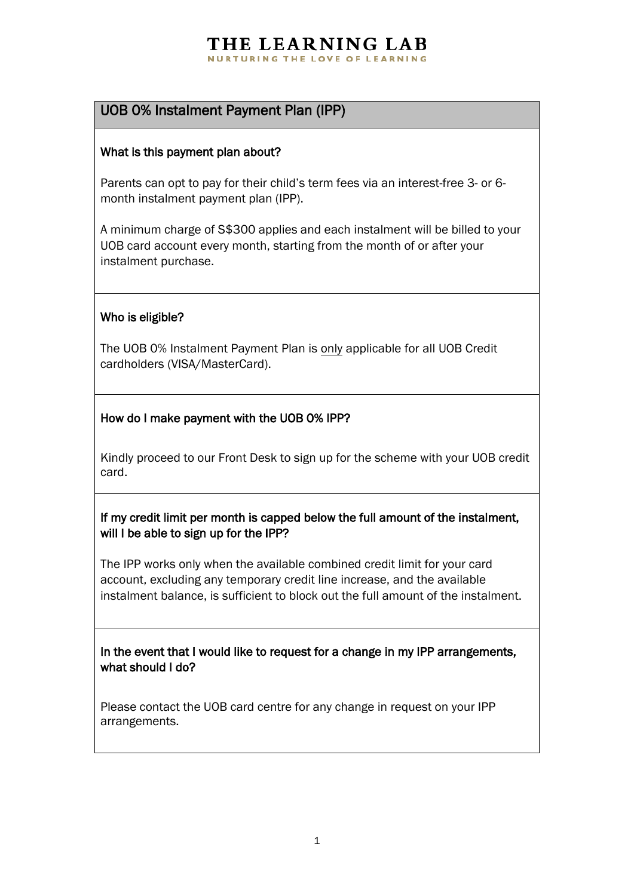# THE LEARNING LAB

NURTURING THE LOVE OF LEARNING

## UOB 0% Instalment Payment Plan (IPP)

### What is this payment plan about?

Parents can opt to pay for their child's term fees via an interest-free 3- or 6-month instalment payment plan (IPP).

A minimum charge of S$300 applies and each instalment will be billed to your UOB card account every month, starting from the month of or after your instalment purchase.

### Who is eligible?

The UOB 0% Instalment Payment Plan is only applicable for all UOB Credit cardholders (VISA/MasterCard).

### How do I make payment with the UOB 0% IPP?

Kindly proceed to our Front Desk to sign up for the scheme with your UOB credit card.

### If my credit limit per month is capped below the full amount of the instalment, will I be able to sign up for the IPP?

The IPP works only when the available combined credit limit for your card account, excluding any temporary credit line increase, and the available instalment balance, is sufficient to block out the full amount of the instalment.

### In the event that I would like to request for a change in my IPP arrangements, what should I do?

Please contact the UOB card centre for any change in request on your IPP arrangements.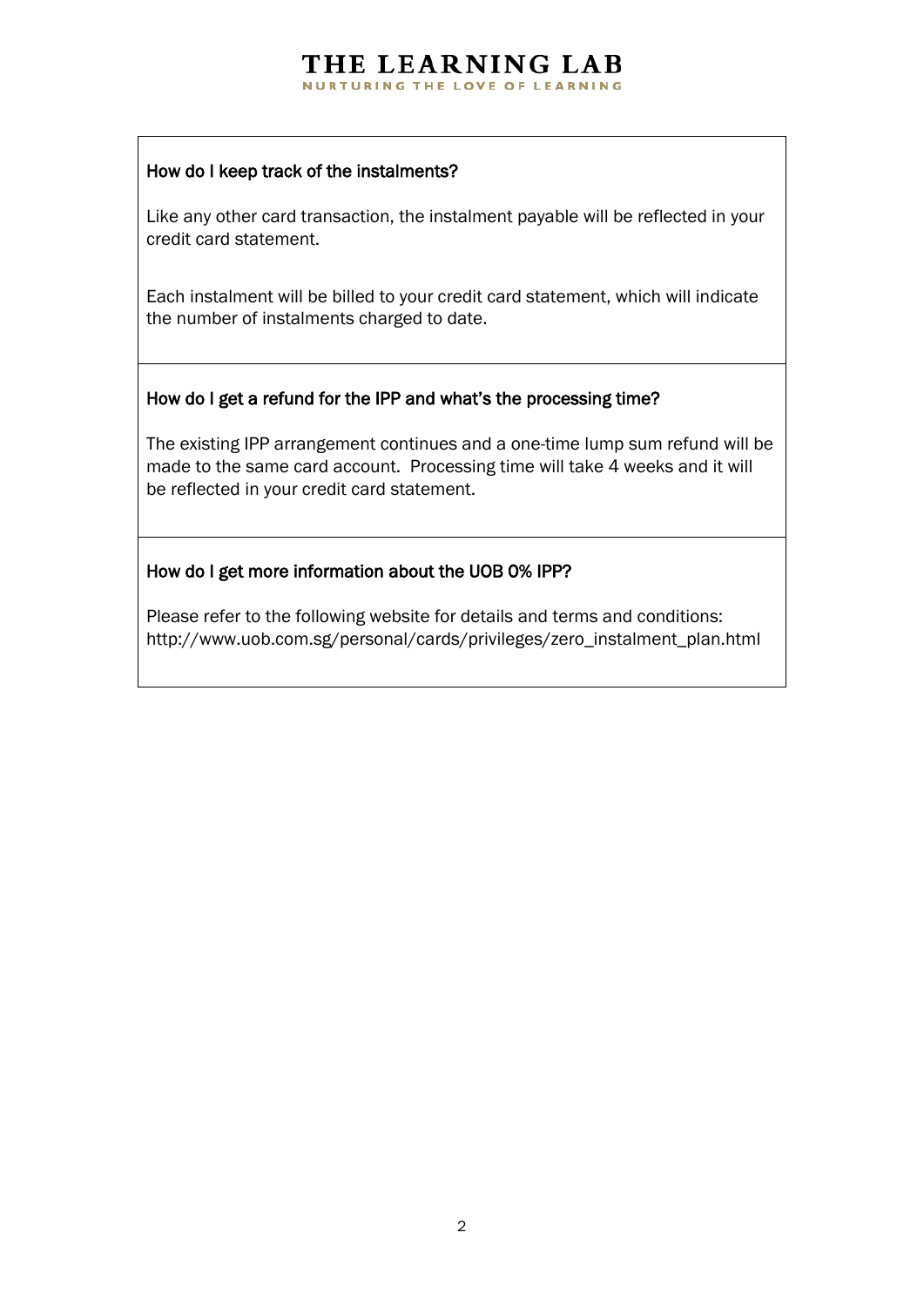**How do I keep track of the instalments?**

Like any other card transaction, the instalment payable will be reflected in your credit card statement.

Each instalment will be billed to your credit card statement, which will indicate the number of instalments charged to date.

**How do I get a refund for the IPP and what's the processing time?**

The existing IPP arrangement continues and a one-time lump sum refund will be made to the same card account. Processing time will take 4 weeks and it will be reflected in your credit card statement.

**How do I get more information about the UOB 0% IPP?**

Please refer to the following website for details and terms and conditions: http://www.uob.com.sg/personal/cards/privileges/zero_instalment_plan.html